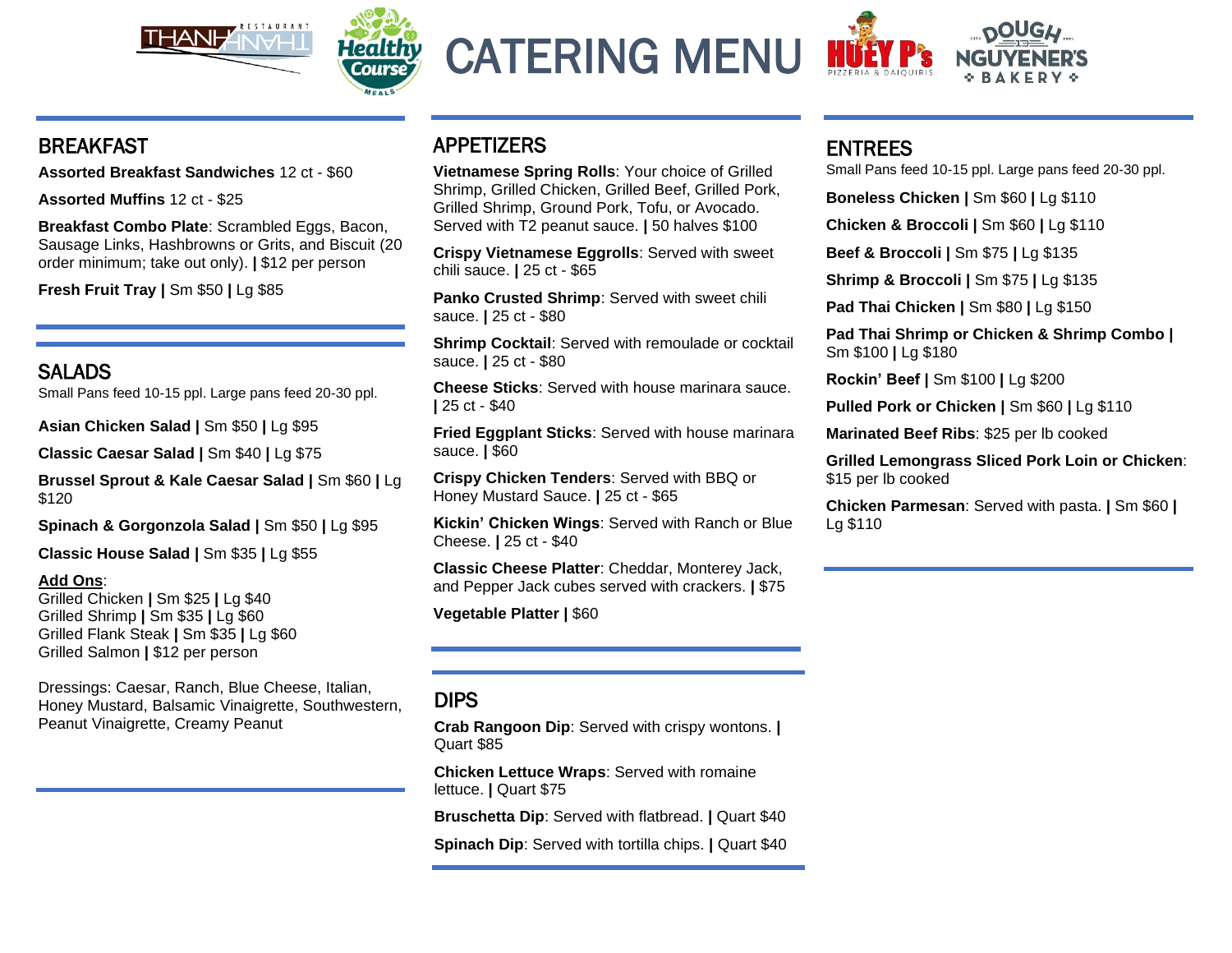# CATERING MENU

## BREAKFAST

**Assorted Breakfast Sandwiches** 12 ct - $60

**Assorted Muffins** 12 ct - $25

**Breakfast Combo Plate**: Scrambled Eggs, Bacon, Sausage Links, Hashbrowns or Grits, and Biscuit (20 order minimum; take out only). **|** $12 per person

**Fresh Fruit Tray |** Sm $50 **|** Lg $85

## SALADS

Small Pans feed 10-15 ppl. Large pans feed 20-30 ppl.

**Asian Chicken Salad |** Sm $50 **|** Lg $95

**Classic Caesar Salad |** Sm $40 **|** Lg $75

**Brussel Sprout & Kale Caesar Salad |** Sm $60 **|** Lg $120

**Spinach & Gorgonzola Salad |** Sm $50 **|** Lg $95

**Classic House Salad |** Sm $35 **|** Lg $55

**Add Ons**:
Grilled Chicken **|** Sm $25 **|** Lg $40
Grilled Shrimp **|** Sm $35 **|** Lg $60
Grilled Flank Steak **|** Sm $35 **|** Lg $60
Grilled Salmon **|** $12 per person

Dressings: Caesar, Ranch, Blue Cheese, Italian, Honey Mustard, Balsamic Vinaigrette, Southwestern, Peanut Vinaigrette, Creamy Peanut

## APPETIZERS

**Vietnamese Spring Rolls**: Your choice of Grilled Shrimp, Grilled Chicken, Grilled Beef, Grilled Pork, Grilled Shrimp, Ground Pork, Tofu, or Avocado. Served with T2 peanut sauce. **|** 50 halves $100

**Crispy Vietnamese Eggrolls**: Served with sweet chili sauce. **|** 25 ct - $65

**Panko Crusted Shrimp**: Served with sweet chili sauce. **|** 25 ct - $80

**Shrimp Cocktail**: Served with remoulade or cocktail sauce. **|** 25 ct - $80

**Cheese Sticks**: Served with house marinara sauce. **|** 25 ct - $40

**Fried Eggplant Sticks**: Served with house marinara sauce. **|** $60

**Crispy Chicken Tenders**: Served with BBQ or Honey Mustard Sauce. **|** 25 ct - $65

**Kickin' Chicken Wings**: Served with Ranch or Blue Cheese. **|** 25 ct - $40

**Classic Cheese Platter**: Cheddar, Monterey Jack, and Pepper Jack cubes served with crackers. **|** $75

**Vegetable Platter |** $60

## DIPS

**Crab Rangoon Dip**: Served with crispy wontons. **|** Quart $85

**Chicken Lettuce Wraps**: Served with romaine lettuce. **|** Quart $75

**Bruschetta Dip**: Served with flatbread. **|** Quart $40

**Spinach Dip**: Served with tortilla chips. **|** Quart $40

## ENTREES

Small Pans feed 10-15 ppl. Large pans feed 20-30 ppl.

**Boneless Chicken |** Sm $60 **|** Lg $110

**Chicken & Broccoli |** Sm $60 **|** Lg $110

**Beef & Broccoli |** Sm $75 **|** Lg $135

**Shrimp & Broccoli |** Sm $75 **|** Lg $135

**Pad Thai Chicken |** Sm $80 **|** Lg $150

**Pad Thai Shrimp or Chicken & Shrimp Combo |** Sm $100 **|** Lg $180

**Rockin' Beef |** Sm $100 **|** Lg $200

**Pulled Pork or Chicken |** Sm $60 **|** Lg $110

**Marinated Beef Ribs**: $25 per lb cooked

**Grilled Lemongrass Sliced Pork Loin or Chicken**: $15 per lb cooked

**Chicken Parmesan**: Served with pasta. **|** Sm $60 **|** Lg $110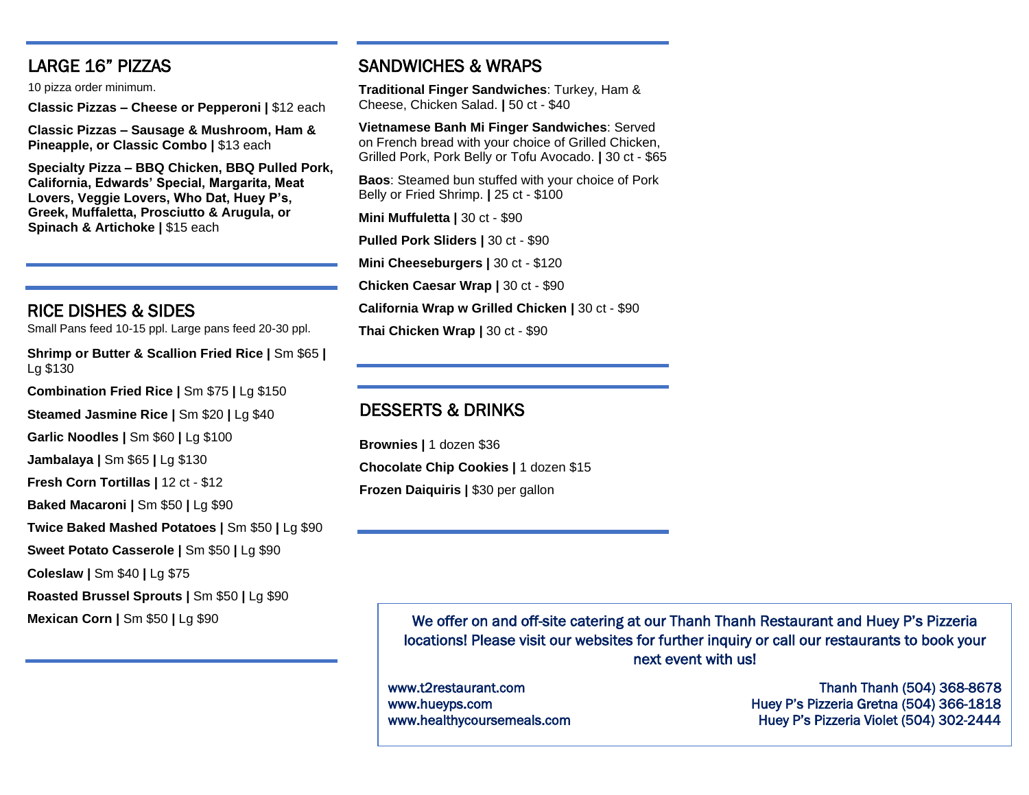## LARGE 16" PIZZAS

10 pizza order minimum.

**Classic Pizzas – Cheese or Pepperoni |** $12 each

**Classic Pizzas – Sausage & Mushroom, Ham & Pineapple, or Classic Combo |** $13 each

**Specialty Pizza – BBQ Chicken, BBQ Pulled Pork, California, Edwards' Special, Margarita, Meat Lovers, Veggie Lovers, Who Dat, Huey P's, Greek, Muffaletta, Prosciutto & Arugula, or Spinach & Artichoke |** $15 each

## RICE DISHES & SIDES

Small Pans feed 10-15 ppl. Large pans feed 20-30 ppl.

**Shrimp or Butter & Scallion Fried Rice |** Sm $65 **|** Lg $130

**Combination Fried Rice |** Sm $75 **|** Lg $150

**Steamed Jasmine Rice |** Sm $20 **|** Lg $40

**Garlic Noodles |** Sm $60 **|** Lg $100

**Jambalaya |** Sm $65 **|** Lg $130

**Fresh Corn Tortillas |** 12 ct - $12

**Baked Macaroni |** Sm $50 **|** Lg $90

**Twice Baked Mashed Potatoes |** Sm $50 **|** Lg $90

**Sweet Potato Casserole |** Sm $50 **|** Lg $90

**Coleslaw |** Sm $40 **|** Lg $75

**Roasted Brussel Sprouts |** Sm $50 **|** Lg $90

**Mexican Corn |** Sm $50 **|** Lg $90

## SANDWICHES & WRAPS

**Traditional Finger Sandwiches**: Turkey, Ham & Cheese, Chicken Salad. **|** 50 ct - $40

**Vietnamese Banh Mi Finger Sandwiches**: Served on French bread with your choice of Grilled Chicken, Grilled Pork, Pork Belly or Tofu Avocado. **|** 30 ct - $65

**Baos**: Steamed bun stuffed with your choice of Pork Belly or Fried Shrimp. **|** 25 ct - $100

**Mini Muffuletta |** 30 ct - $90

**Pulled Pork Sliders |** 30 ct - $90

**Mini Cheeseburgers |** 30 ct - $120

**Chicken Caesar Wrap |** 30 ct - $90

**California Wrap w Grilled Chicken |** 30 ct - $90

**Thai Chicken Wrap |** 30 ct - $90

## DESSERTS & DRINKS

**Brownies |** 1 dozen $36

**Chocolate Chip Cookies |** 1 dozen $15

**Frozen Daiquiris |** $30 per gallon

We offer on and off-site catering at our Thanh Thanh Restaurant and Huey P's Pizzeria locations! Please visit our websites for further inquiry or call our restaurants to book your next event with us!

www.t2restaurant.com
www.hueyps.com
www.healthycoursemeals.com

Thanh Thanh (504) 368-8678
Huey P's Pizzeria Gretna (504) 366-1818
Huey P's Pizzeria Violet (504) 302-2444